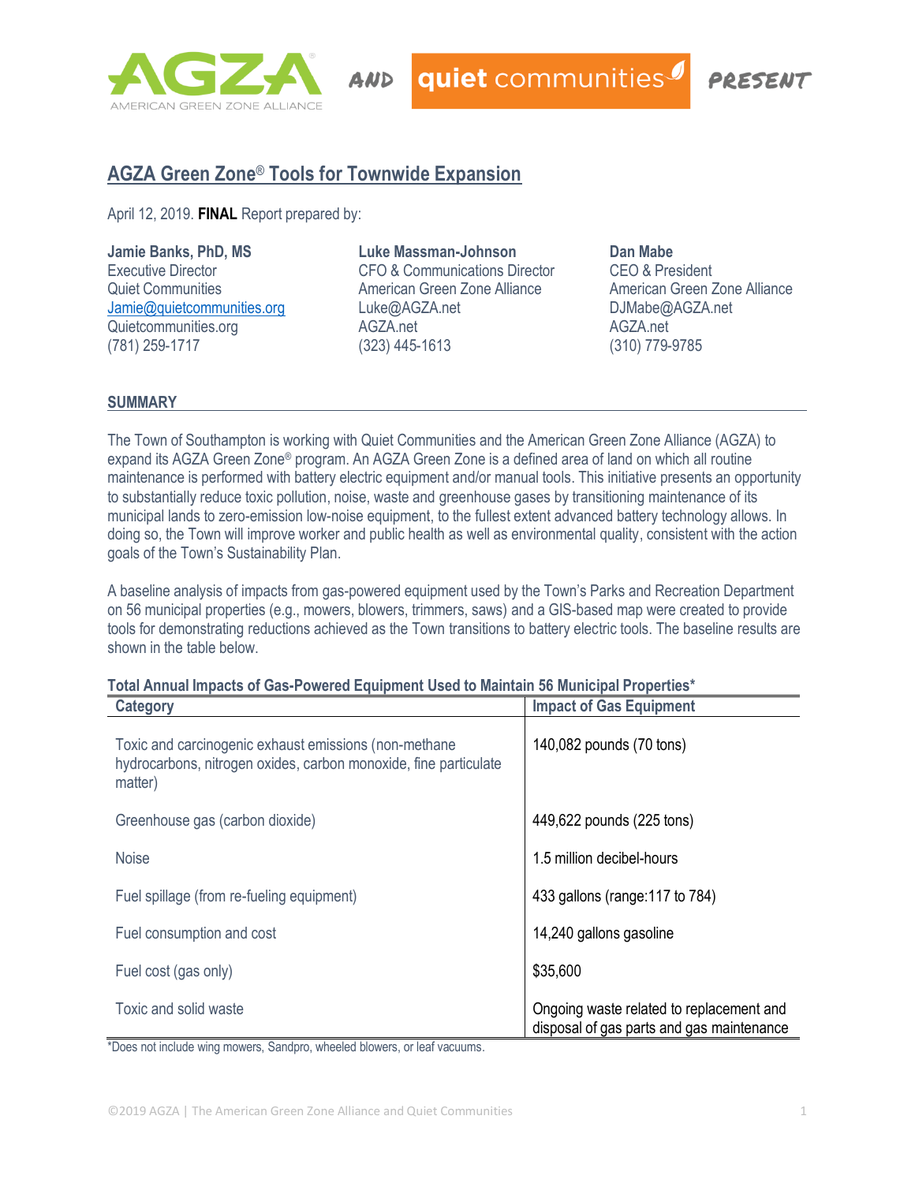AGZA AMERICAN GREEN ZONE ALLIANCE AND quiet communities PRESENT

# AGZA Green Zone® Tools for Townwide Expansion

April 12, 2019. **FINAL** Report prepared by:

**Jamie Banks, PhD, MS**
Executive Director
Quiet Communities
Jamie@quietcommunities.org
Quietcommunities.org
(781) 259-1717

**Luke Massman-Johnson**
CFO & Communications Director
American Green Zone Alliance
Luke@AGZA.net
AGZA.net
(323) 445-1613

**Dan Mabe**
CEO & President
American Green Zone Alliance
DJMabe@AGZA.net
AGZA.net
(310) 779-9785

## SUMMARY

The Town of Southampton is working with Quiet Communities and the American Green Zone Alliance (AGZA) to expand its AGZA Green Zone® program. An AGZA Green Zone is a defined area of land on which all routine maintenance is performed with battery electric equipment and/or manual tools. This initiative presents an opportunity to substantially reduce toxic pollution, noise, waste and greenhouse gases by transitioning maintenance of its municipal lands to zero-emission low-noise equipment, to the fullest extent advanced battery technology allows. In doing so, the Town will improve worker and public health as well as environmental quality, consistent with the action goals of the Town's Sustainability Plan.

A baseline analysis of impacts from gas-powered equipment used by the Town's Parks and Recreation Department on 56 municipal properties (e.g., mowers, blowers, trimmers, saws) and a GIS-based map were created to provide tools for demonstrating reductions achieved as the Town transitions to battery electric tools. The baseline results are shown in the table below.

**Total Annual Impacts of Gas-Powered Equipment Used to Maintain 56 Municipal Properties***

| Category | Impact of Gas Equipment |
| --- | --- |
| Toxic and carcinogenic exhaust emissions (non-methane hydrocarbons, nitrogen oxides, carbon monoxide, fine particulate matter) | 140,082 pounds (70 tons) |
| Greenhouse gas (carbon dioxide) | 449,622 pounds (225 tons) |
| Noise | 1.5 million decibel-hours |
| Fuel spillage (from re-fueling equipment) | 433 gallons (range:117 to 784) |
| Fuel consumption and cost | 14,240 gallons gasoline |
| Fuel cost (gas only) | $35,600 |
| Toxic and solid waste | Ongoing waste related to replacement and disposal of gas parts and gas maintenance |

*Does not include wing mowers, Sandpro, wheeled blowers, or leaf vacuums.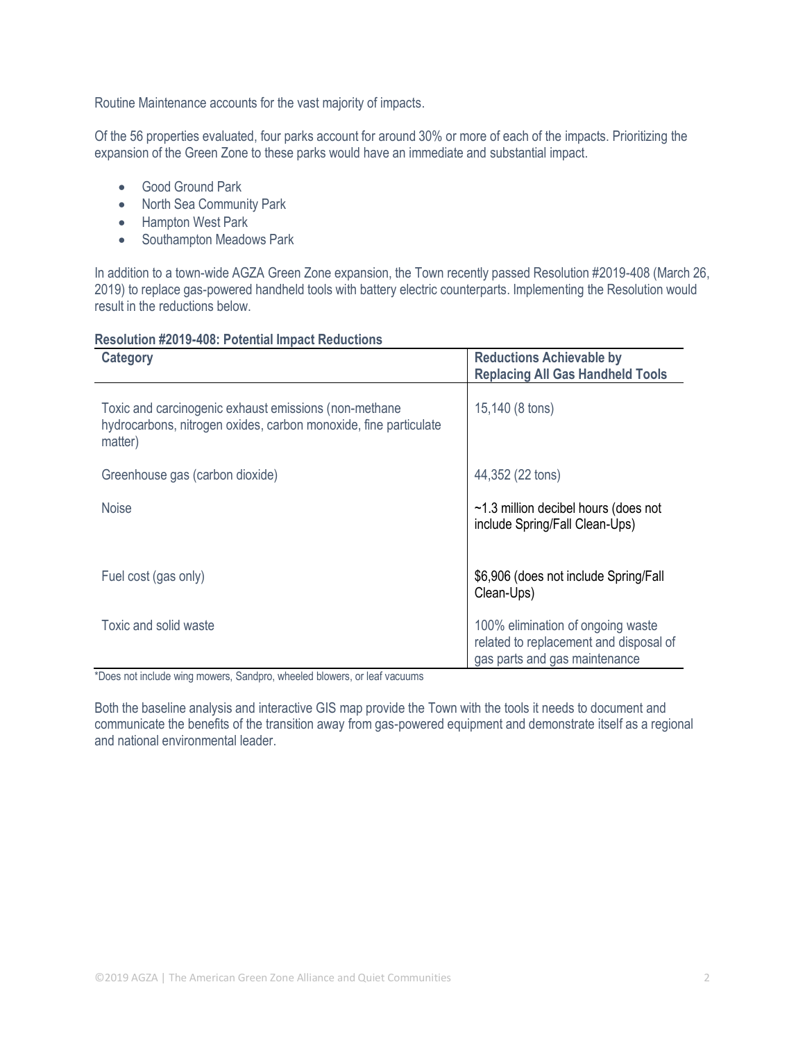Routine Maintenance accounts for the vast majority of impacts.

Of the 56 properties evaluated, four parks account for around 30% or more of each of the impacts. Prioritizing the expansion of the Green Zone to these parks would have an immediate and substantial impact.

- Good Ground Park
- North Sea Community Park
- Hampton West Park
- Southampton Meadows Park

In addition to a town-wide AGZA Green Zone expansion, the Town recently passed Resolution #2019-408 (March 26, 2019) to replace gas-powered handheld tools with battery electric counterparts. Implementing the Resolution would result in the reductions below.

**Resolution #2019-408: Potential Impact Reductions**

| Category | Reductions Achievable by Replacing All Gas Handheld Tools |
|---|---|
| Toxic and carcinogenic exhaust emissions (non-methane hydrocarbons, nitrogen oxides, carbon monoxide, fine particulate matter) | 15,140 (8 tons) |
| Greenhouse gas (carbon dioxide) | 44,352 (22 tons) |
| Noise | ~1.3 million decibel hours (does not include Spring/Fall Clean-Ups) |
| Fuel cost (gas only) | $6,906 (does not include Spring/Fall Clean-Ups) |
| Toxic and solid waste | 100% elimination of ongoing waste related to replacement and disposal of gas parts and gas maintenance |

*Does not include wing mowers, Sandpro, wheeled blowers, or leaf vacuums

Both the baseline analysis and interactive GIS map provide the Town with the tools it needs to document and communicate the benefits of the transition away from gas-powered equipment and demonstrate itself as a regional and national environmental leader.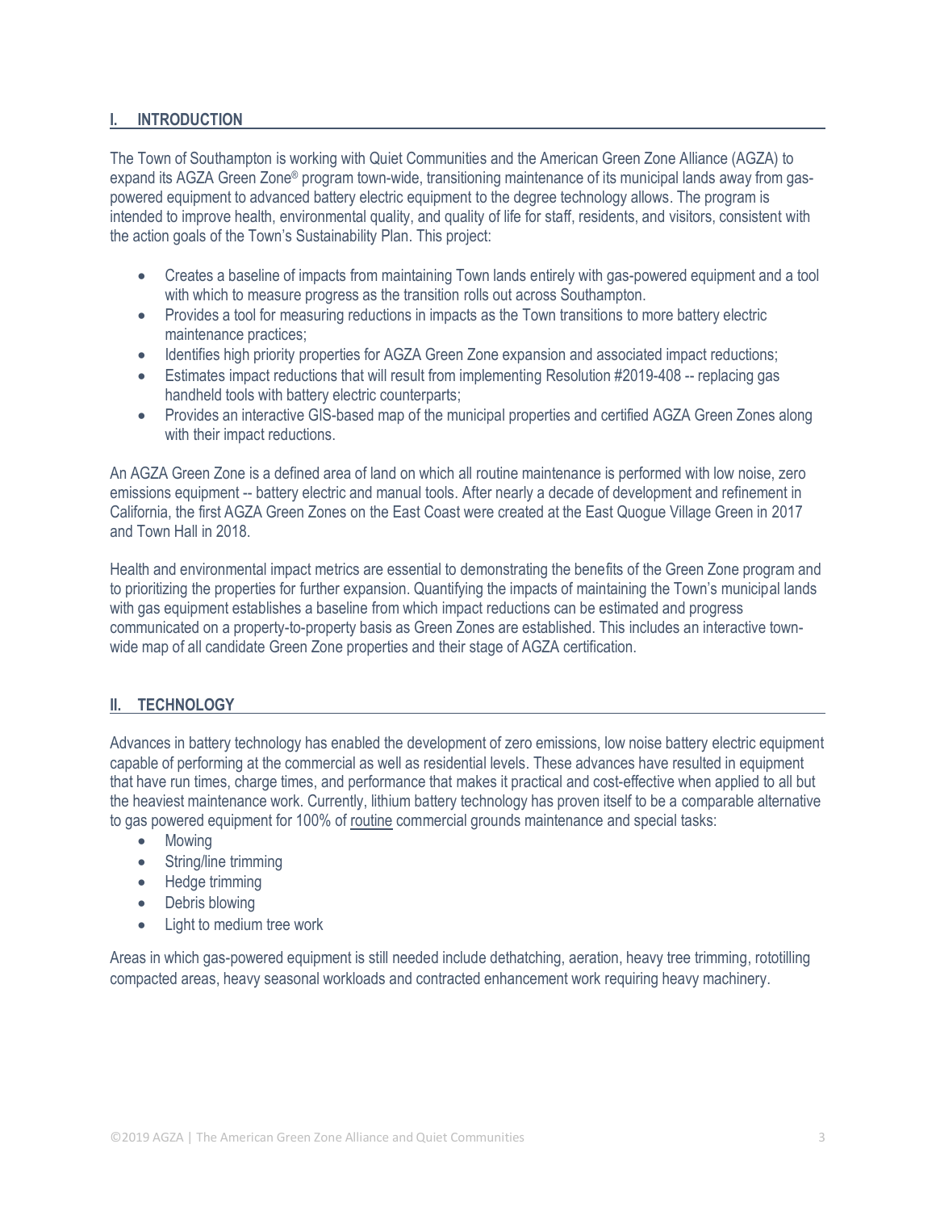## I. INTRODUCTION

The Town of Southampton is working with Quiet Communities and the American Green Zone Alliance (AGZA) to expand its AGZA Green Zone® program town-wide, transitioning maintenance of its municipal lands away from gas-powered equipment to advanced battery electric equipment to the degree technology allows. The program is intended to improve health, environmental quality, and quality of life for staff, residents, and visitors, consistent with the action goals of the Town's Sustainability Plan. This project:

- Creates a baseline of impacts from maintaining Town lands entirely with gas-powered equipment and a tool with which to measure progress as the transition rolls out across Southampton.
- Provides a tool for measuring reductions in impacts as the Town transitions to more battery electric maintenance practices;
- Identifies high priority properties for AGZA Green Zone expansion and associated impact reductions;
- Estimates impact reductions that will result from implementing Resolution #2019-408 -- replacing gas handheld tools with battery electric counterparts;
- Provides an interactive GIS-based map of the municipal properties and certified AGZA Green Zones along with their impact reductions.

An AGZA Green Zone is a defined area of land on which all routine maintenance is performed with low noise, zero emissions equipment -- battery electric and manual tools. After nearly a decade of development and refinement in California, the first AGZA Green Zones on the East Coast were created at the East Quogue Village Green in 2017 and Town Hall in 2018.

Health and environmental impact metrics are essential to demonstrating the benefits of the Green Zone program and to prioritizing the properties for further expansion. Quantifying the impacts of maintaining the Town's municipal lands with gas equipment establishes a baseline from which impact reductions can be estimated and progress communicated on a property-to-property basis as Green Zones are established. This includes an interactive town-wide map of all candidate Green Zone properties and their stage of AGZA certification.

## II. TECHNOLOGY

Advances in battery technology has enabled the development of zero emissions, low noise battery electric equipment capable of performing at the commercial as well as residential levels. These advances have resulted in equipment that have run times, charge times, and performance that makes it practical and cost-effective when applied to all but the heaviest maintenance work. Currently, lithium battery technology has proven itself to be a comparable alternative to gas powered equipment for 100% of routine commercial grounds maintenance and special tasks:

- Mowing
- String/line trimming
- Hedge trimming
- Debris blowing
- Light to medium tree work

Areas in which gas-powered equipment is still needed include dethatching, aeration, heavy tree trimming, rototilling compacted areas, heavy seasonal workloads and contracted enhancement work requiring heavy machinery.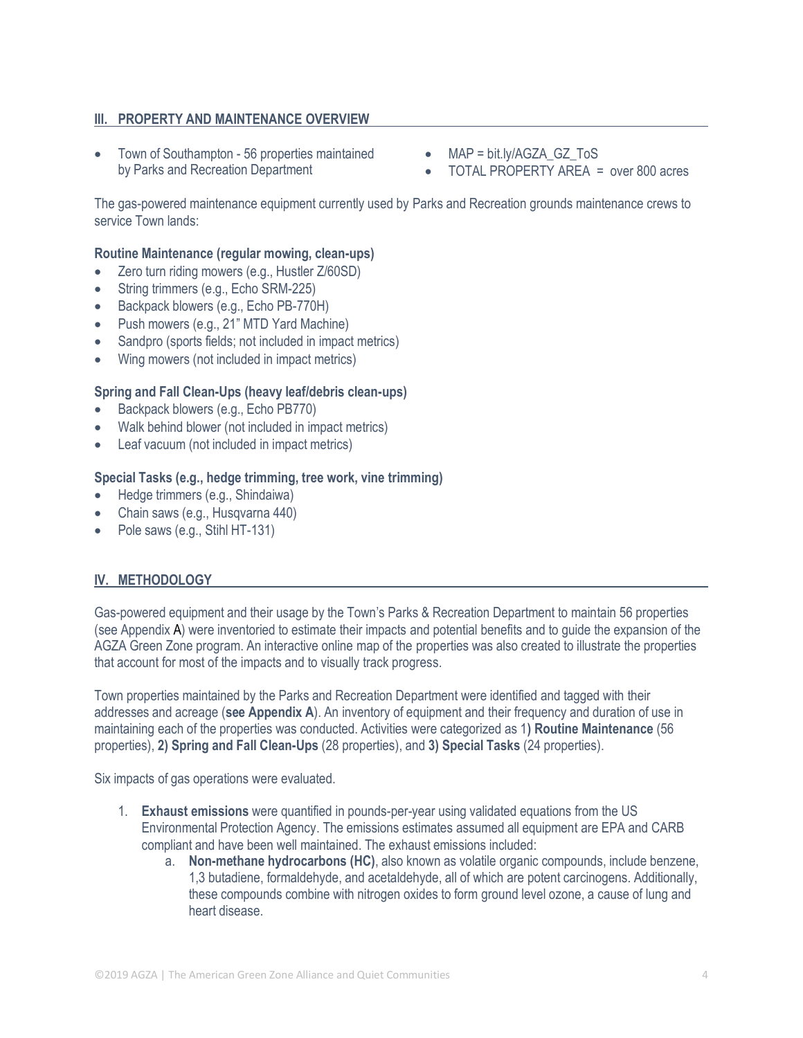## III. PROPERTY AND MAINTENANCE OVERVIEW

- Town of Southampton - 56 properties maintained by Parks and Recreation Department
- MAP = bit.ly/AGZA_GZ_ToS
- TOTAL PROPERTY AREA = over 800 acres

The gas-powered maintenance equipment currently used by Parks and Recreation grounds maintenance crews to service Town lands:

**Routine Maintenance (regular mowing, clean-ups)**

- Zero turn riding mowers (e.g., Hustler Z/60SD)
- String trimmers (e.g., Echo SRM-225)
- Backpack blowers (e.g., Echo PB-770H)
- Push mowers (e.g., 21" MTD Yard Machine)
- Sandpro (sports fields; not included in impact metrics)
- Wing mowers (not included in impact metrics)

**Spring and Fall Clean-Ups (heavy leaf/debris clean-ups)**

- Backpack blowers (e.g., Echo PB770)
- Walk behind blower (not included in impact metrics)
- Leaf vacuum (not included in impact metrics)

**Special Tasks (e.g., hedge trimming, tree work, vine trimming)**

- Hedge trimmers (e.g., Shindaiwa)
- Chain saws (e.g., Husqvarna 440)
- Pole saws (e.g., Stihl HT-131)

## IV. METHODOLOGY

Gas-powered equipment and their usage by the Town's Parks & Recreation Department to maintain 56 properties (see Appendix A) were inventoried to estimate their impacts and potential benefits and to guide the expansion of the AGZA Green Zone program. An interactive online map of the properties was also created to illustrate the properties that account for most of the impacts and to visually track progress.

Town properties maintained by the Parks and Recreation Department were identified and tagged with their addresses and acreage (**see Appendix A**). An inventory of equipment and their frequency and duration of use in maintaining each of the properties was conducted. Activities were categorized as 1**) Routine Maintenance** (56 properties), **2) Spring and Fall Clean-Ups** (28 properties), and **3) Special Tasks** (24 properties).

Six impacts of gas operations were evaluated.

1. **Exhaust emissions** were quantified in pounds-per-year using validated equations from the US Environmental Protection Agency. The emissions estimates assumed all equipment are EPA and CARB compliant and have been well maintained. The exhaust emissions included:
    a. **Non-methane hydrocarbons (HC)**, also known as volatile organic compounds, include benzene, 1,3 butadiene, formaldehyde, and acetaldehyde, all of which are potent carcinogens. Additionally, these compounds combine with nitrogen oxides to form ground level ozone, a cause of lung and heart disease.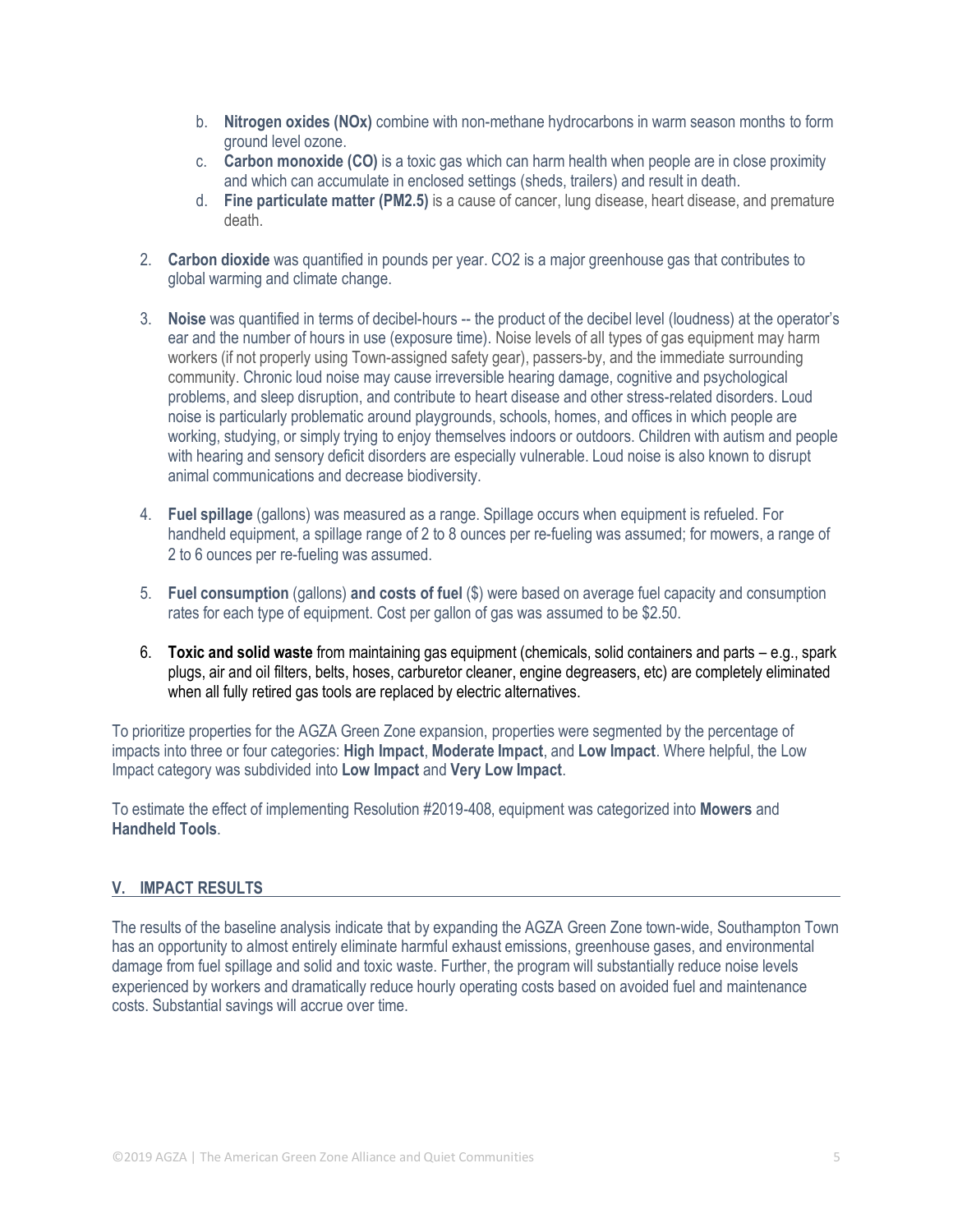b. **Nitrogen oxides (NOx)** combine with non-methane hydrocarbons in warm season months to form ground level ozone.
c. **Carbon monoxide (CO)** is a toxic gas which can harm health when people are in close proximity and which can accumulate in enclosed settings (sheds, trailers) and result in death.
d. **Fine particulate matter (PM2.5)** is a cause of cancer, lung disease, heart disease, and premature death.

2. **Carbon dioxide** was quantified in pounds per year. $CO_2$ is a major greenhouse gas that contributes to global warming and climate change.

3. **Noise** was quantified in terms of decibel-hours -- the product of the decibel level (loudness) at the operator's ear and the number of hours in use (exposure time). Noise levels of all types of gas equipment may harm workers (if not properly using Town-assigned safety gear), passers-by, and the immediate surrounding community. Chronic loud noise may cause irreversible hearing damage, cognitive and psychological problems, and sleep disruption, and contribute to heart disease and other stress-related disorders. Loud noise is particularly problematic around playgrounds, schools, homes, and offices in which people are working, studying, or simply trying to enjoy themselves indoors or outdoors. Children with autism and people with hearing and sensory deficit disorders are especially vulnerable. Loud noise is also known to disrupt animal communications and decrease biodiversity.

4. **Fuel spillage** (gallons) was measured as a range. Spillage occurs when equipment is refueled. For handheld equipment, a spillage range of 2 to 8 ounces per re-fueling was assumed; for mowers, a range of 2 to 6 ounces per re-fueling was assumed.

5. **Fuel consumption** (gallons) **and costs of fuel** ($) were based on average fuel capacity and consumption rates for each type of equipment. Cost per gallon of gas was assumed to be $2.50.

6. **Toxic and solid waste** from maintaining gas equipment (chemicals, solid containers and parts – e.g., spark plugs, air and oil filters, belts, hoses, carburetor cleaner, engine degreasers, etc) are completely eliminated when all fully retired gas tools are replaced by electric alternatives.

To prioritize properties for the AGZA Green Zone expansion, properties were segmented by the percentage of impacts into three or four categories: **High Impact**, **Moderate Impact**, and **Low Impact**. Where helpful, the Low Impact category was subdivided into **Low Impact** and **Very Low Impact**.

To estimate the effect of implementing Resolution #2019-408, equipment was categorized into **Mowers** and **Handheld Tools**.

## V. IMPACT RESULTS

The results of the baseline analysis indicate that by expanding the AGZA Green Zone town-wide, Southampton Town has an opportunity to almost entirely eliminate harmful exhaust emissions, greenhouse gases, and environmental damage from fuel spillage and solid and toxic waste. Further, the program will substantially reduce noise levels experienced by workers and dramatically reduce hourly operating costs based on avoided fuel and maintenance costs. Substantial savings will accrue over time.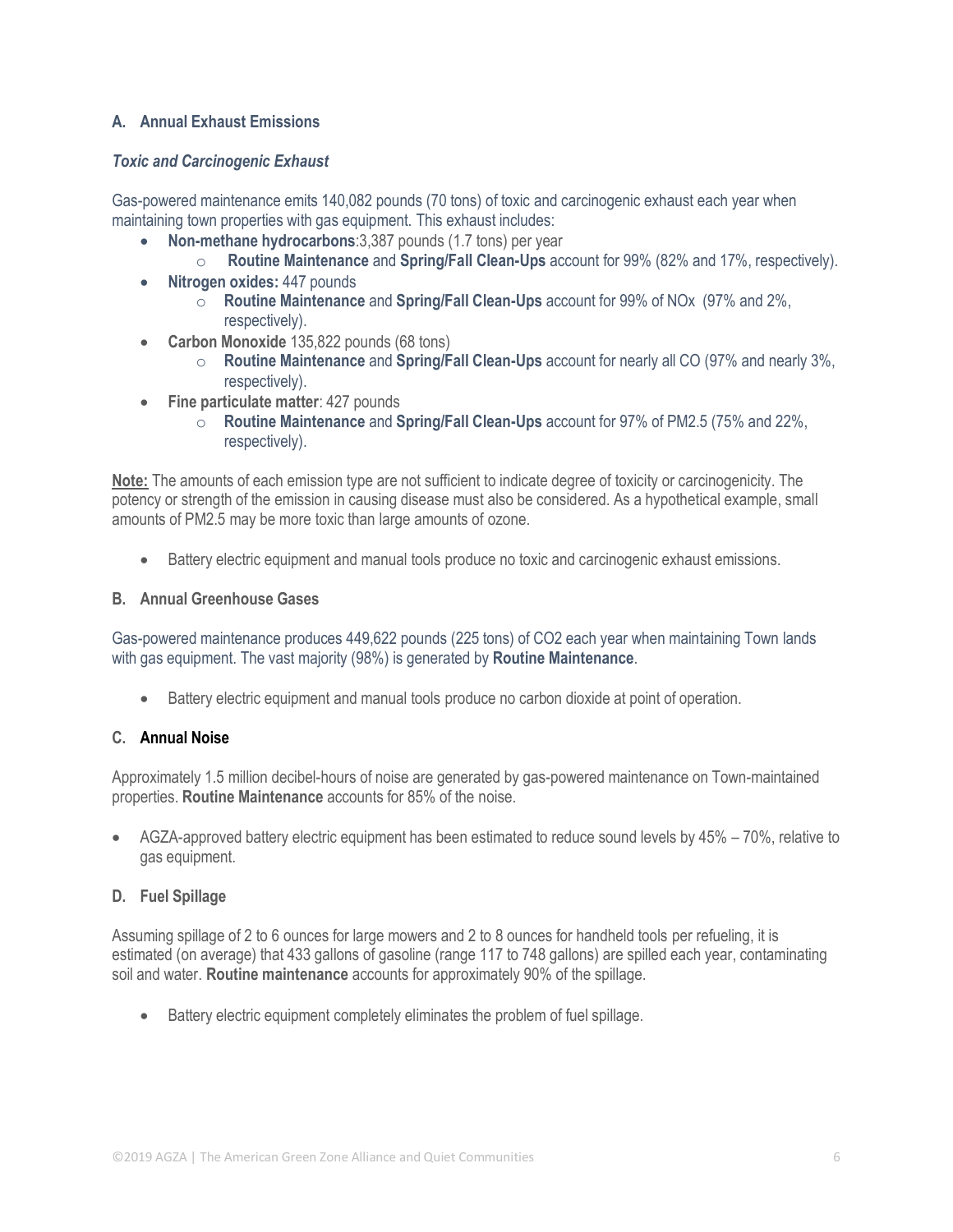### A. Annual Exhaust Emissions

***Toxic and Carcinogenic Exhaust***

Gas-powered maintenance emits 140,082 pounds (70 tons) of toxic and carcinogenic exhaust each year when maintaining town properties with gas equipment. This exhaust includes:

- **Non-methane hydrocarbons**:3,387 pounds (1.7 tons) per year
  - **Routine Maintenance** and **Spring/Fall Clean-Ups** account for 99% (82% and 17%, respectively).
- **Nitrogen oxides:** 447 pounds
  - **Routine Maintenance** and **Spring/Fall Clean-Ups** account for 99% of NOx (97% and 2%, respectively).
- **Carbon Monoxide** 135,822 pounds (68 tons)
  - **Routine Maintenance** and **Spring/Fall Clean-Ups** account for nearly all CO (97% and nearly 3%, respectively).
- **Fine particulate matter**: 427 pounds
  - **Routine Maintenance** and **Spring/Fall Clean-Ups** account for 97% of PM2.5 (75% and 22%, respectively).

**Note:** The amounts of each emission type are not sufficient to indicate degree of toxicity or carcinogenicity. The potency or strength of the emission in causing disease must also be considered. As a hypothetical example, small amounts of PM2.5 may be more toxic than large amounts of ozone.

- Battery electric equipment and manual tools produce no toxic and carcinogenic exhaust emissions.

### B. Annual Greenhouse Gases

Gas-powered maintenance produces 449,622 pounds (225 tons) of $CO_2$ each year when maintaining Town lands with gas equipment. The vast majority (98%) is generated by **Routine Maintenance**.

- Battery electric equipment and manual tools produce no carbon dioxide at point of operation.

### C. Annual Noise

Approximately 1.5 million decibel-hours of noise are generated by gas-powered maintenance on Town-maintained properties. **Routine Maintenance** accounts for 85% of the noise.

- AGZA-approved battery electric equipment has been estimated to reduce sound levels by 45% – 70%, relative to gas equipment.

### D. Fuel Spillage

Assuming spillage of 2 to 6 ounces for large mowers and 2 to 8 ounces for handheld tools per refueling, it is estimated (on average) that 433 gallons of gasoline (range 117 to 748 gallons) are spilled each year, contaminating soil and water. **Routine maintenance** accounts for approximately 90% of the spillage.

- Battery electric equipment completely eliminates the problem of fuel spillage.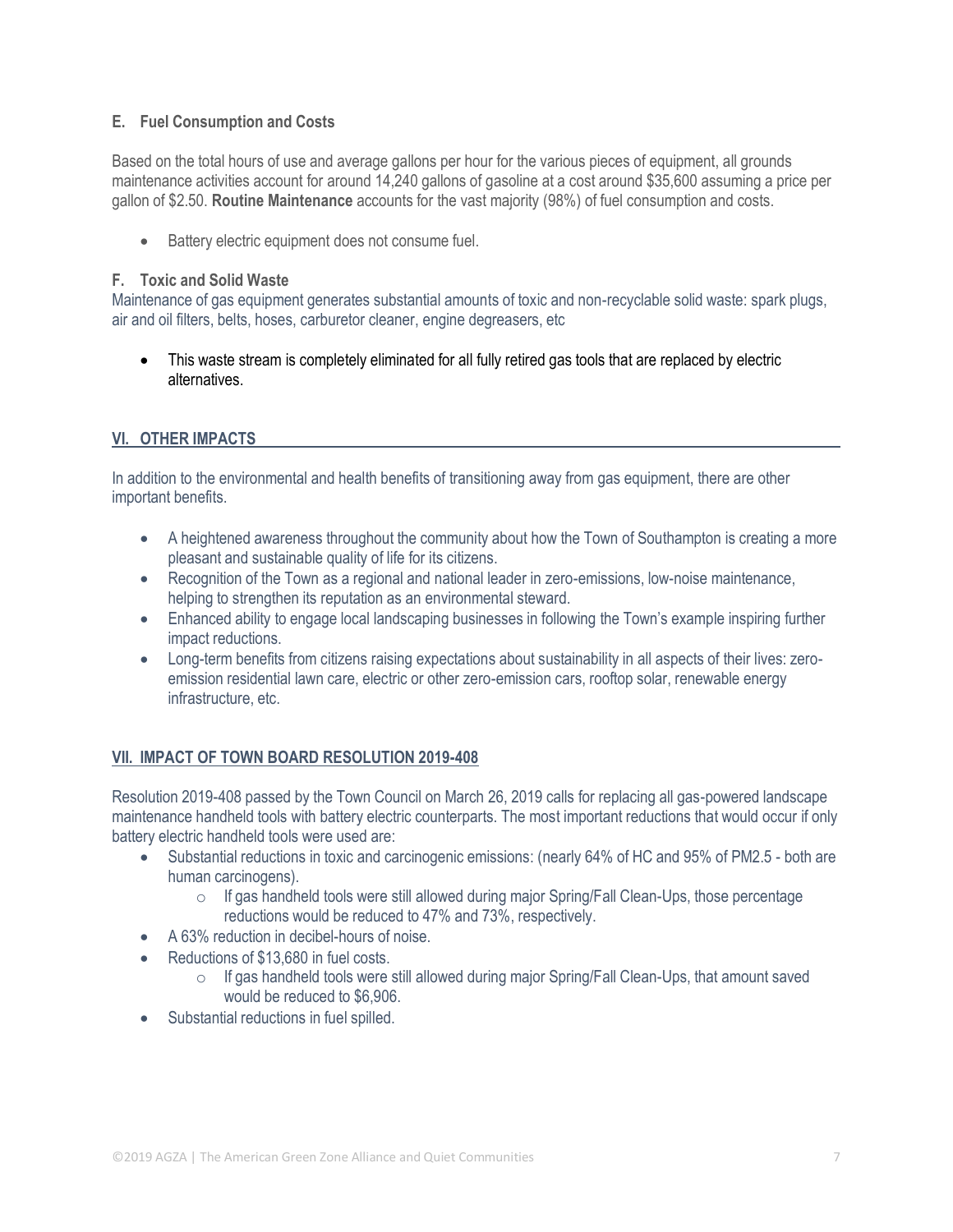### E. Fuel Consumption and Costs

Based on the total hours of use and average gallons per hour for the various pieces of equipment, all grounds maintenance activities account for around 14,240 gallons of gasoline at a cost around $35,600 assuming a price per gallon of $2.50. **Routine Maintenance** accounts for the vast majority (98%) of fuel consumption and costs.

- Battery electric equipment does not consume fuel.

### F. Toxic and Solid Waste

Maintenance of gas equipment generates substantial amounts of toxic and non-recyclable solid waste: spark plugs, air and oil filters, belts, hoses, carburetor cleaner, engine degreasers, etc

- This waste stream is completely eliminated for all fully retired gas tools that are replaced by electric alternatives.

## VI. OTHER IMPACTS

In addition to the environmental and health benefits of transitioning away from gas equipment, there are other important benefits.

- A heightened awareness throughout the community about how the Town of Southampton is creating a more pleasant and sustainable quality of life for its citizens.
- Recognition of the Town as a regional and national leader in zero-emissions, low-noise maintenance, helping to strengthen its reputation as an environmental steward.
- Enhanced ability to engage local landscaping businesses in following the Town's example inspiring further impact reductions.
- Long-term benefits from citizens raising expectations about sustainability in all aspects of their lives: zero-emission residential lawn care, electric or other zero-emission cars, rooftop solar, renewable energy infrastructure, etc.

## VII. IMPACT OF TOWN BOARD RESOLUTION 2019-408

Resolution 2019-408 passed by the Town Council on March 26, 2019 calls for replacing all gas-powered landscape maintenance handheld tools with battery electric counterparts. The most important reductions that would occur if only battery electric handheld tools were used are:

- Substantial reductions in toxic and carcinogenic emissions: (nearly 64% of HC and 95% of PM2.5 - both are human carcinogens).
  - If gas handheld tools were still allowed during major Spring/Fall Clean-Ups, those percentage reductions would be reduced to 47% and 73%, respectively.
- A 63% reduction in decibel-hours of noise.
- Reductions of $13,680 in fuel costs.
  - If gas handheld tools were still allowed during major Spring/Fall Clean-Ups, that amount saved would be reduced to $6,906.
- Substantial reductions in fuel spilled.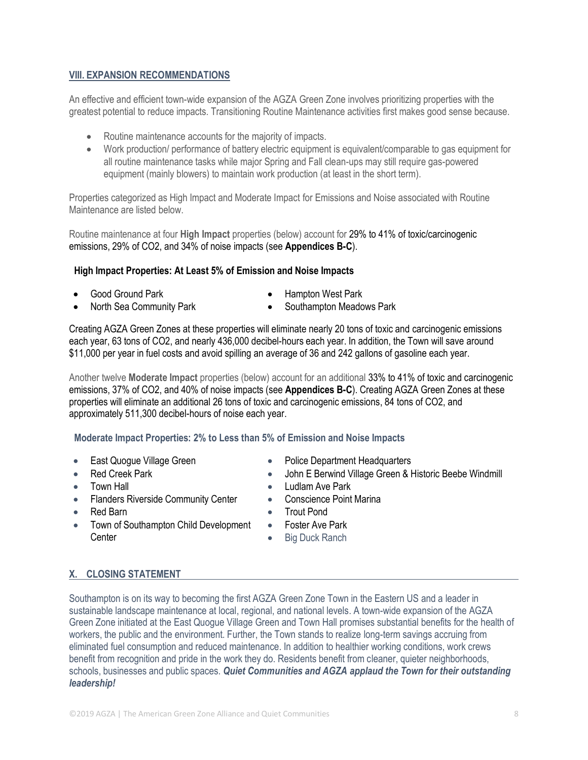## VIII. EXPANSION RECOMMENDATIONS

An effective and efficient town-wide expansion of the AGZA Green Zone involves prioritizing properties with the greatest potential to reduce impacts. Transitioning Routine Maintenance activities first makes good sense because.

- Routine maintenance accounts for the majority of impacts.
- Work production/ performance of battery electric equipment is equivalent/comparable to gas equipment for all routine maintenance tasks while major Spring and Fall clean-ups may still require gas-powered equipment (mainly blowers) to maintain work production (at least in the short term).

Properties categorized as High Impact and Moderate Impact for Emissions and Noise associated with Routine Maintenance are listed below.

Routine maintenance at four **High Impact** properties (below) account for 29% to 41% of toxic/carcinogenic emissions, 29% of $CO_2$, and 34% of noise impacts (see **Appendices B-C**).

### High Impact Properties: At Least 5% of Emission and Noise Impacts

- Good Ground Park
- North Sea Community Park
- Hampton West Park
- Southampton Meadows Park

Creating AGZA Green Zones at these properties will eliminate nearly 20 tons of toxic and carcinogenic emissions each year, 63 tons of $CO_2$, and nearly 436,000 decibel-hours each year. In addition, the Town will save around $11,000 per year in fuel costs and avoid spilling an average of 36 and 242 gallons of gasoline each year.

Another twelve **Moderate Impact** properties (below) account for an additional 33% to 41% of toxic and carcinogenic emissions, 37% of $CO_2$, and 40% of noise impacts (see **Appendices B-C**). Creating AGZA Green Zones at these properties will eliminate an additional 26 tons of toxic and carcinogenic emissions, 84 tons of $CO_2$, and approximately 511,300 decibel-hours of noise each year.

### Moderate Impact Properties: 2% to Less than 5% of Emission and Noise Impacts

- East Quogue Village Green
- Red Creek Park
- Town Hall
- Flanders Riverside Community Center
- Red Barn
- Town of Southampton Child Development Center
- Police Department Headquarters
- John E Berwind Village Green & Historic Beebe Windmill
- Ludlam Ave Park
- Conscience Point Marina
- Trout Pond
- Foster Ave Park
- Big Duck Ranch

## X. CLOSING STATEMENT

Southampton is on its way to becoming the first AGZA Green Zone Town in the Eastern US and a leader in sustainable landscape maintenance at local, regional, and national levels. A town-wide expansion of the AGZA Green Zone initiated at the East Quogue Village Green and Town Hall promises substantial benefits for the health of workers, the public and the environment. Further, the Town stands to realize long-term savings accruing from eliminated fuel consumption and reduced maintenance. In addition to healthier working conditions, work crews benefit from recognition and pride in the work they do. Residents benefit from cleaner, quieter neighborhoods, schools, businesses and public spaces. ***Quiet Communities and AGZA applaud the Town for their outstanding leadership!***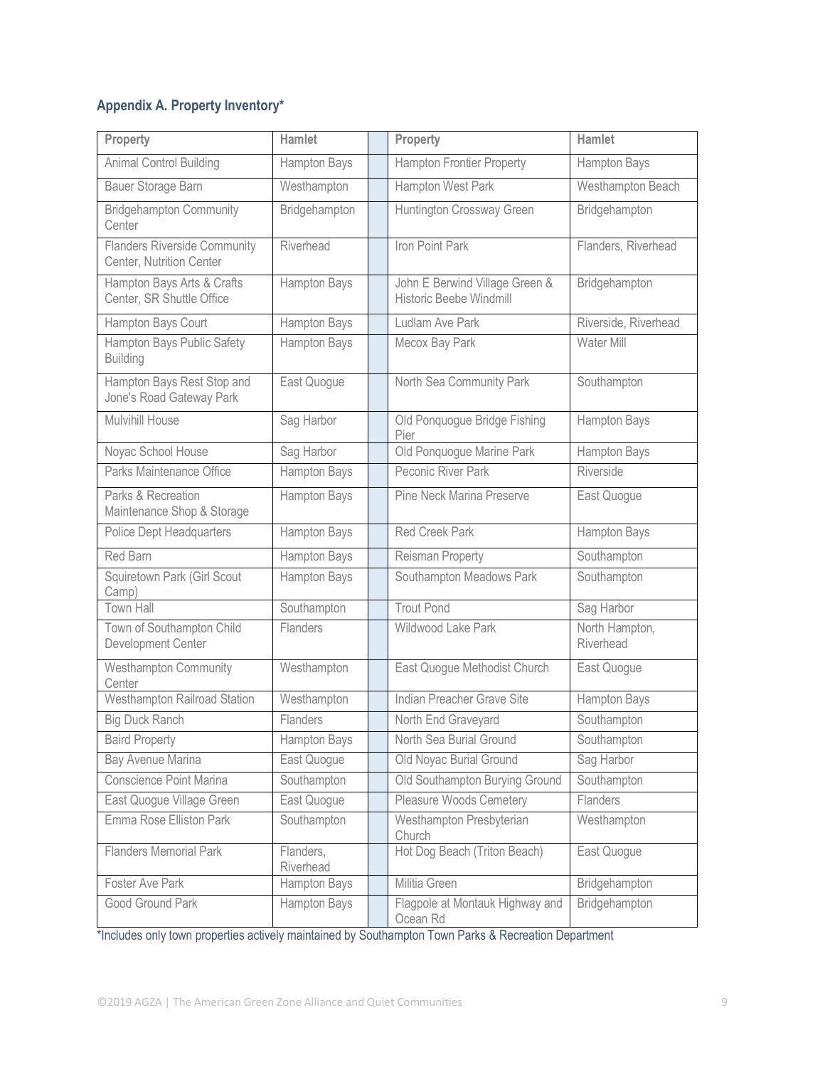### Appendix A. Property Inventory*

| Property | Hamlet | | Property | Hamlet |
|---|---|---|---|---|
| Animal Control Building | Hampton Bays | | Hampton Frontier Property | Hampton Bays |
| Bauer Storage Barn | Westhampton | | Hampton West Park | Westhampton Beach |
| Bridgehampton Community Center | Bridgehampton | | Huntington Crossway Green | Bridgehampton |
| Flanders Riverside Community Center, Nutrition Center | Riverhead | | Iron Point Park | Flanders, Riverhead |
| Hampton Bays Arts & Crafts Center, SR Shuttle Office | Hampton Bays | | John E Berwind Village Green & Historic Beebe Windmill | Bridgehampton |
| Hampton Bays Court | Hampton Bays | | Ludlam Ave Park | Riverside, Riverhead |
| Hampton Bays Public Safety Building | Hampton Bays | | Mecox Bay Park | Water Mill |
| Hampton Bays Rest Stop and Jone's Road Gateway Park | East Quogue | | North Sea Community Park | Southampton |
| Mulvihill House | Sag Harbor | | Old Ponquogue Bridge Fishing Pier | Hampton Bays |
| Noyac School House | Sag Harbor | | Old Ponquogue Marine Park | Hampton Bays |
| Parks Maintenance Office | Hampton Bays | | Peconic River Park | Riverside |
| Parks & Recreation Maintenance Shop & Storage | Hampton Bays | | Pine Neck Marina Preserve | East Quogue |
| Police Dept Headquarters | Hampton Bays | | Red Creek Park | Hampton Bays |
| Red Barn | Hampton Bays | | Reisman Property | Southampton |
| Squiretown Park (Girl Scout Camp) | Hampton Bays | | Southampton Meadows Park | Southampton |
| Town Hall | Southampton | | Trout Pond | Sag Harbor |
| Town of Southampton Child Development Center | Flanders | | Wildwood Lake Park | North Hampton, Riverhead |
| Westhampton Community Center | Westhampton | | East Quogue Methodist Church | East Quogue |
| Westhampton Railroad Station | Westhampton | | Indian Preacher Grave Site | Hampton Bays |
| Big Duck Ranch | Flanders | | North End Graveyard | Southampton |
| Baird Property | Hampton Bays | | North Sea Burial Ground | Southampton |
| Bay Avenue Marina | East Quogue | | Old Noyac Burial Ground | Sag Harbor |
| Conscience Point Marina | Southampton | | Old Southampton Burying Ground | Southampton |
| East Quogue Village Green | East Quogue | | Pleasure Woods Cemetery | Flanders |
| Emma Rose Elliston Park | Southampton | | Westhampton Presbyterian Church | Westhampton |
| Flanders Memorial Park | Flanders, Riverhead | | Hot Dog Beach (Triton Beach) | East Quogue |
| Foster Ave Park | Hampton Bays | | Militia Green | Bridgehampton |
| Good Ground Park | Hampton Bays | | Flagpole at Montauk Highway and Ocean Rd | Bridgehampton |

*Includes only town properties actively maintained by Southampton Town Parks & Recreation Department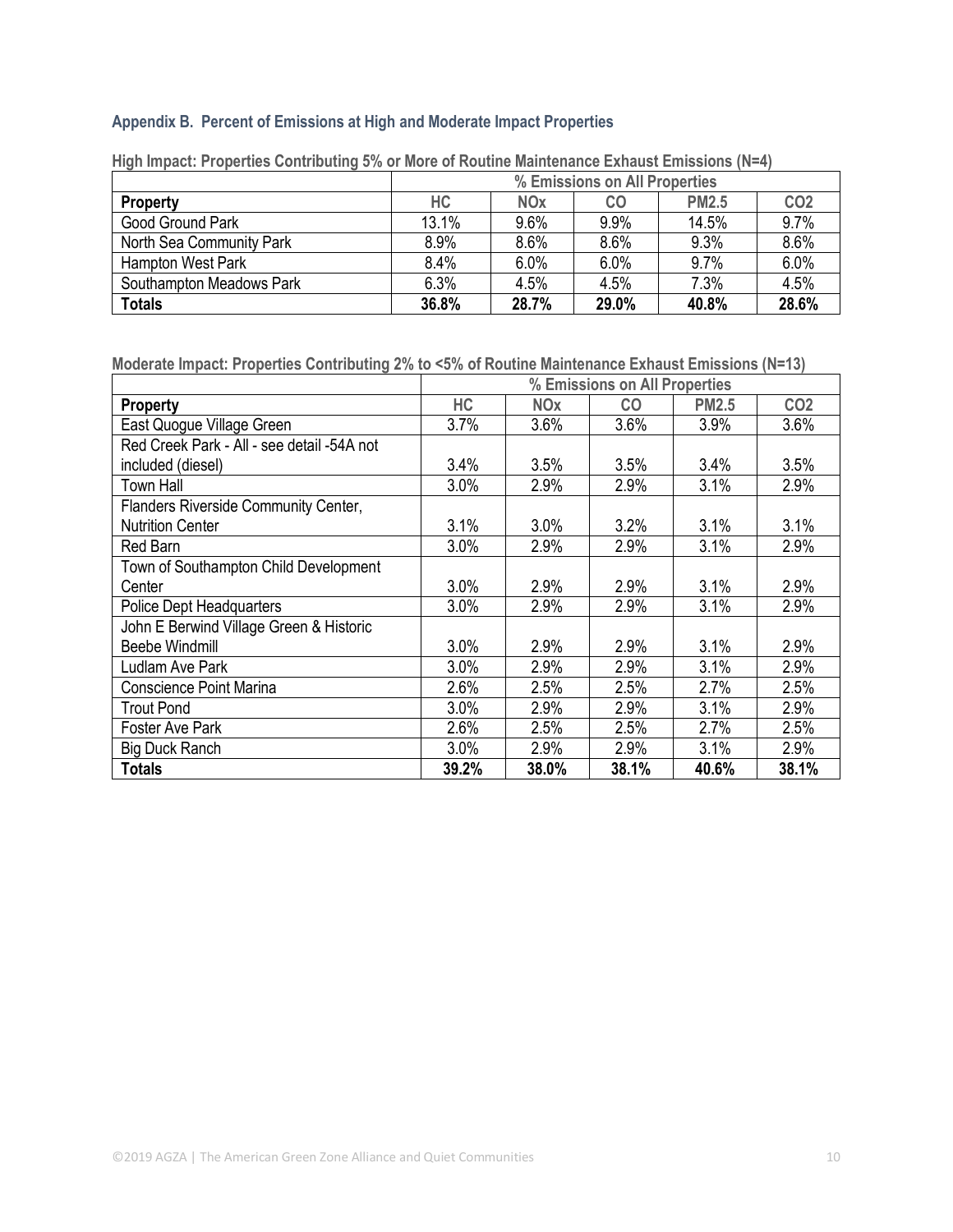## Appendix B. Percent of Emissions at High and Moderate Impact Properties

**High Impact: Properties Contributing 5% or More of Routine Maintenance Exhaust Emissions (N=4)**

| | % Emissions on All Properties | | | | |
|---|---|---|---|---|---|
| **Property** | **HC** | **NOx** | **CO** | **PM2.5** | **CO2** |
| Good Ground Park | 13.1% | 9.6% | 9.9% | 14.5% | 9.7% |
| North Sea Community Park | 8.9% | 8.6% | 8.6% | 9.3% | 8.6% |
| Hampton West Park | 8.4% | 6.0% | 6.0% | 9.7% | 6.0% |
| Southampton Meadows Park | 6.3% | 4.5% | 4.5% | 7.3% | 4.5% |
| **Totals** | **36.8%** | **28.7%** | **29.0%** | **40.8%** | **28.6%** |

**Moderate Impact: Properties Contributing 2% to <5% of Routine Maintenance Exhaust Emissions (N=13)**

| | % Emissions on All Properties | | | | |
|---|---|---|---|---|---|
| **Property** | **HC** | **NOx** | **CO** | **PM2.5** | **CO2** |
| East Quogue Village Green | 3.7% | 3.6% | 3.6% | 3.9% | 3.6% |
| Red Creek Park - All - see detail -54A not included (diesel) | 3.4% | 3.5% | 3.5% | 3.4% | 3.5% |
| Town Hall | 3.0% | 2.9% | 2.9% | 3.1% | 2.9% |
| Flanders Riverside Community Center, Nutrition Center | 3.1% | 3.0% | 3.2% | 3.1% | 3.1% |
| Red Barn | 3.0% | 2.9% | 2.9% | 3.1% | 2.9% |
| Town of Southampton Child Development Center | 3.0% | 2.9% | 2.9% | 3.1% | 2.9% |
| Police Dept Headquarters | 3.0% | 2.9% | 2.9% | 3.1% | 2.9% |
| John E Berwind Village Green & Historic Beebe Windmill | 3.0% | 2.9% | 2.9% | 3.1% | 2.9% |
| Ludlam Ave Park | 3.0% | 2.9% | 2.9% | 3.1% | 2.9% |
| Conscience Point Marina | 2.6% | 2.5% | 2.5% | 2.7% | 2.5% |
| Trout Pond | 3.0% | 2.9% | 2.9% | 3.1% | 2.9% |
| Foster Ave Park | 2.6% | 2.5% | 2.5% | 2.7% | 2.5% |
| Big Duck Ranch | 3.0% | 2.9% | 2.9% | 3.1% | 2.9% |
| **Totals** | **39.2%** | **38.0%** | **38.1%** | **40.6%** | **38.1%** |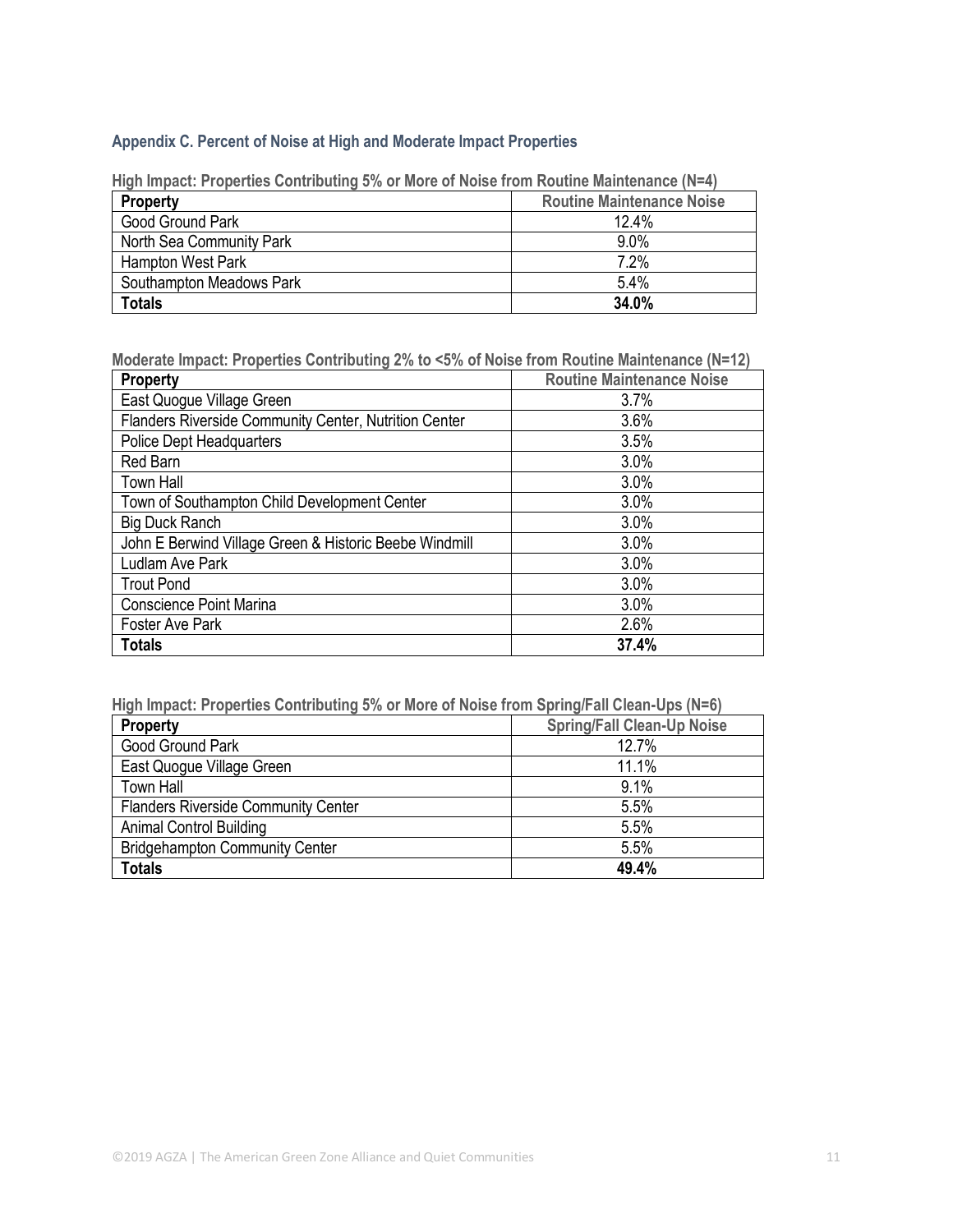## Appendix C. Percent of Noise at High and Moderate Impact Properties

**High Impact: Properties Contributing 5% or More of Noise from Routine Maintenance (N=4)**

| Property | Routine Maintenance Noise |
| --- | --- |
| Good Ground Park | 12.4% |
| North Sea Community Park | 9.0% |
| Hampton West Park | 7.2% |
| Southampton Meadows Park | 5.4% |
| **Totals** | **34.0%** |

**Moderate Impact: Properties Contributing 2% to <5% of Noise from Routine Maintenance (N=12)**

| Property | Routine Maintenance Noise |
| --- | --- |
| East Quogue Village Green | 3.7% |
| Flanders Riverside Community Center, Nutrition Center | 3.6% |
| Police Dept Headquarters | 3.5% |
| Red Barn | 3.0% |
| Town Hall | 3.0% |
| Town of Southampton Child Development Center | 3.0% |
| Big Duck Ranch | 3.0% |
| John E Berwind Village Green & Historic Beebe Windmill | 3.0% |
| Ludlam Ave Park | 3.0% |
| Trout Pond | 3.0% |
| Conscience Point Marina | 3.0% |
| Foster Ave Park | 2.6% |
| **Totals** | **37.4%** |

**High Impact: Properties Contributing 5% or More of Noise from Spring/Fall Clean-Ups (N=6)**

| Property | Spring/Fall Clean-Up Noise |
| --- | --- |
| Good Ground Park | 12.7% |
| East Quogue Village Green | 11.1% |
| Town Hall | 9.1% |
| Flanders Riverside Community Center | 5.5% |
| Animal Control Building | 5.5% |
| Bridgehampton Community Center | 5.5% |
| **Totals** | **49.4%** |

©2019 AGZA | The American Green Zone Alliance and Quiet Communities